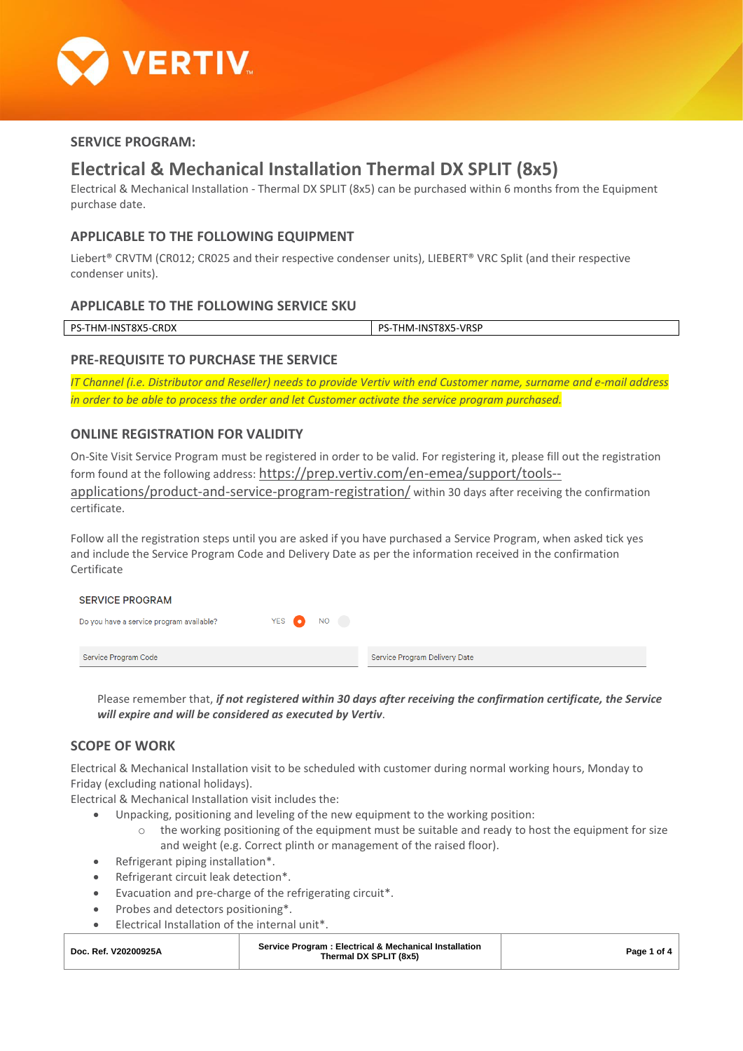## SERVICE PROGRAM:

# Electrical & Mechanical Installation Thermal DX SPLIT (8x5)

Electrical & Mechanical Installation - Thermal DX SPLIT (8x5) can be purchased within 6 months from the Equipment purchase date.

## APPLICABLE TO THE FOLLOWING EQUIPMENT

Liebert® CRVTM (CR012; CR025 and their respective condenser units), LIEBERT® VRC Split (and their respective condenser units).

## APPLICABLE TO THE FOLLOWING SERVICE SKU

| PS-THM-INST8X5-CRDX | PS-THM-INST8X5-VRSP |
|---|---|

## PRE-REQUISITE TO PURCHASE THE SERVICE

*IT Channel (i.e. Distributor and Reseller) needs to provide Vertiv with end Customer name, surname and e-mail address in order to be able to process the order and let Customer activate the service program purchased.*

## ONLINE REGISTRATION FOR VALIDITY

On-Site Visit Service Program must be registered in order to be valid. For registering it, please fill out the registration form found at the following address: https://prep.vertiv.com/en-emea/support/tools--applications/product-and-service-program-registration/ within 30 days after receiving the confirmation certificate.

Follow all the registration steps until you are asked if you have purchased a Service Program, when asked tick yes and include the Service Program Code and Delivery Date as per the information received in the confirmation Certificate

SERVICE PROGRAM

Do you have a service program available? YES (selected) NO

| Service Program Code | Service Program Delivery Date |
|---|---|

Please remember that, ***if not registered within 30 days after receiving the confirmation certificate, the Service will expire and will be considered as executed by Vertiv***.

## SCOPE OF WORK

Electrical & Mechanical Installation visit to be scheduled with customer during normal working hours, Monday to Friday (excluding national holidays).

Electrical & Mechanical Installation visit includes the:

- Unpacking, positioning and leveling of the new equipment to the working position:
  - the working positioning of the equipment must be suitable and ready to host the equipment for size and weight (e.g. Correct plinth or management of the raised floor).
- Refrigerant piping installation*.
- Refrigerant circuit leak detection*.
- Evacuation and pre-charge of the refrigerating circuit*.
- Probes and detectors positioning*.
- Electrical Installation of the internal unit*.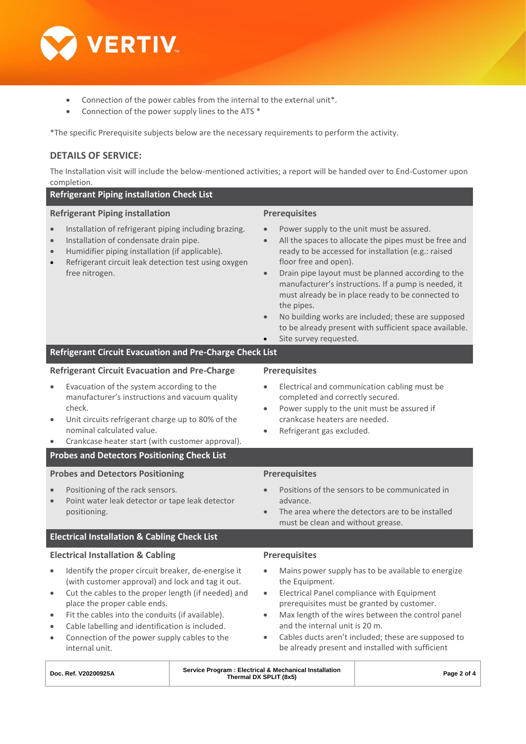- Connection of the power cables from the internal to the external unit*.
- Connection of the power supply lines to the ATS *

*The specific Prerequisite subjects below are the necessary requirements to perform the activity.

## DETAILS OF SERVICE:

The Installation visit will include the below-mentioned activities; a report will be handed over to End-Customer upon completion.

### Refrigerant Piping installation Check List

**Refrigerant Piping installation**

- Installation of refrigerant piping including brazing.
- Installation of condensate drain pipe.
- Humidifier piping installation (if applicable).
- Refrigerant circuit leak detection test using oxygen free nitrogen.

**Prerequisites**

- Power supply to the unit must be assured.
- All the spaces to allocate the pipes must be free and ready to be accessed for installation (e.g.: raised floor free and open).
- Drain pipe layout must be planned according to the manufacturer's instructions. If a pump is needed, it must already be in place ready to be connected to the pipes.
- No building works are included; these are supposed to be already present with sufficient space available.
- Site survey requested.

### Refrigerant Circuit Evacuation and Pre-Charge Check List

**Refrigerant Circuit Evacuation and Pre-Charge**

- Evacuation of the system according to the manufacturer's instructions and vacuum quality check.
- Unit circuits refrigerant charge up to 80% of the nominal calculated value.
- Crankcase heater start (with customer approval).

**Prerequisites**

- Electrical and communication cabling must be completed and correctly secured.
- Power supply to the unit must be assured if crankcase heaters are needed.
- Refrigerant gas excluded.

### Probes and Detectors Positioning Check List

**Probes and Detectors Positioning**

- Positioning of the rack sensors.
- Point water leak detector or tape leak detector positioning.

**Prerequisites**

- Positions of the sensors to be communicated in advance.
- The area where the detectors are to be installed must be clean and without grease.

### Electrical Installation & Cabling Check List

**Electrical Installation & Cabling**

- Identify the proper circuit breaker, de-energise it (with customer approval) and lock and tag it out.
- Cut the cables to the proper length (if needed) and place the proper cable ends.
- Fit the cables into the conduits (if available).
- Cable labelling and identification is included.
- Connection of the power supply cables to the internal unit.

**Prerequisites**

- Mains power supply has to be available to energize the Equipment.
- Electrical Panel compliance with Equipment prerequisites must be granted by customer.
- Max length of the wires between the control panel and the internal unit is 20 m.
- Cables ducts aren't included; these are supposed to be already present and installed with sufficient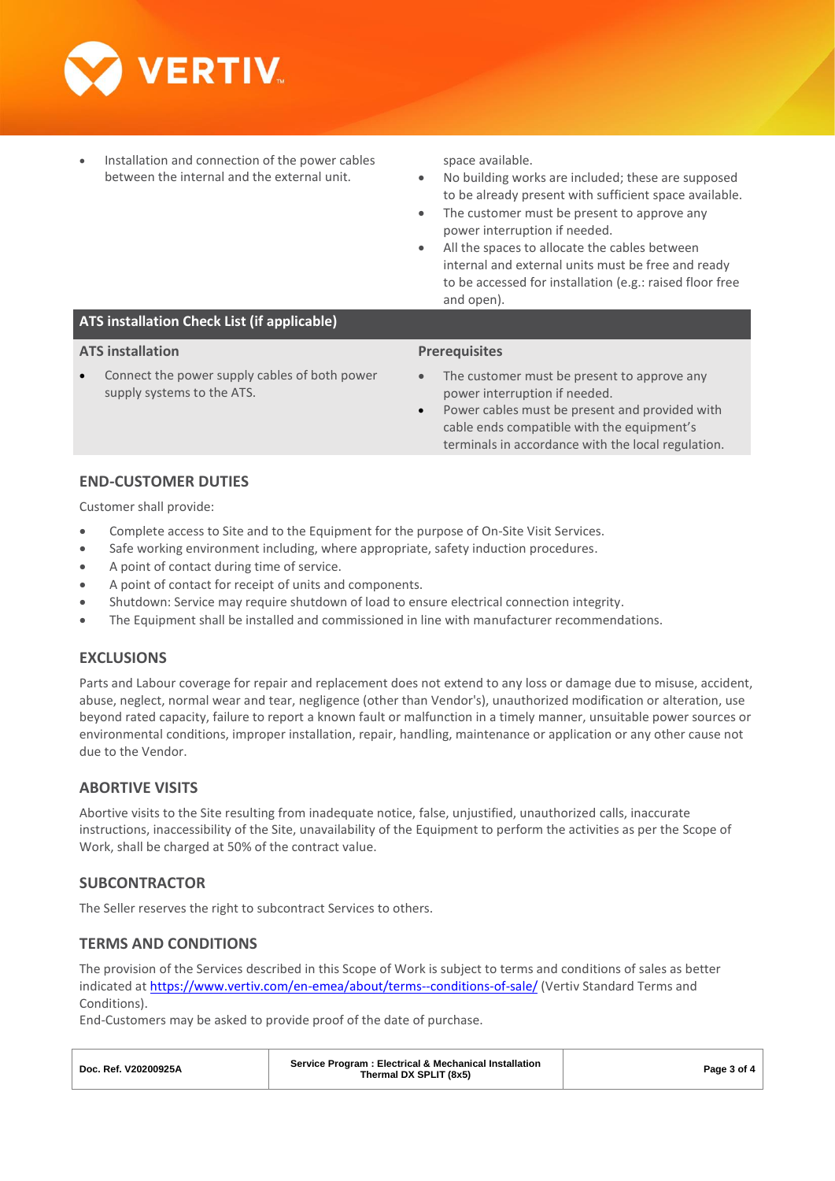- Installation and connection of the power cables between the internal and the external unit.

space available.

- No building works are included; these are supposed to be already present with sufficient space available.
- The customer must be present to approve any power interruption if needed.
- All the spaces to allocate the cables between internal and external units must be free and ready to be accessed for installation (e.g.: raised floor free and open).

## ATS installation Check List (if applicable)

### ATS installation

- Connect the power supply cables of both power supply systems to the ATS.

### Prerequisites

- The customer must be present to approve any power interruption if needed.
- Power cables must be present and provided with cable ends compatible with the equipment's terminals in accordance with the local regulation.

## END-CUSTOMER DUTIES

Customer shall provide:

- Complete access to Site and to the Equipment for the purpose of On-Site Visit Services.
- Safe working environment including, where appropriate, safety induction procedures.
- A point of contact during time of service.
- A point of contact for receipt of units and components.
- Shutdown: Service may require shutdown of load to ensure electrical connection integrity.
- The Equipment shall be installed and commissioned in line with manufacturer recommendations.

## EXCLUSIONS

Parts and Labour coverage for repair and replacement does not extend to any loss or damage due to misuse, accident, abuse, neglect, normal wear and tear, negligence (other than Vendor's), unauthorized modification or alteration, use beyond rated capacity, failure to report a known fault or malfunction in a timely manner, unsuitable power sources or environmental conditions, improper installation, repair, handling, maintenance or application or any other cause not due to the Vendor.

## ABORTIVE VISITS

Abortive visits to the Site resulting from inadequate notice, false, unjustified, unauthorized calls, inaccurate instructions, inaccessibility of the Site, unavailability of the Equipment to perform the activities as per the Scope of Work, shall be charged at 50% of the contract value.

## SUBCONTRACTOR

The Seller reserves the right to subcontract Services to others.

## TERMS AND CONDITIONS

The provision of the Services described in this Scope of Work is subject to terms and conditions of sales as better indicated at https://www.vertiv.com/en-emea/about/terms--conditions-of-sale/ (Vertiv Standard Terms and Conditions).
End-Customers may be asked to provide proof of the date of purchase.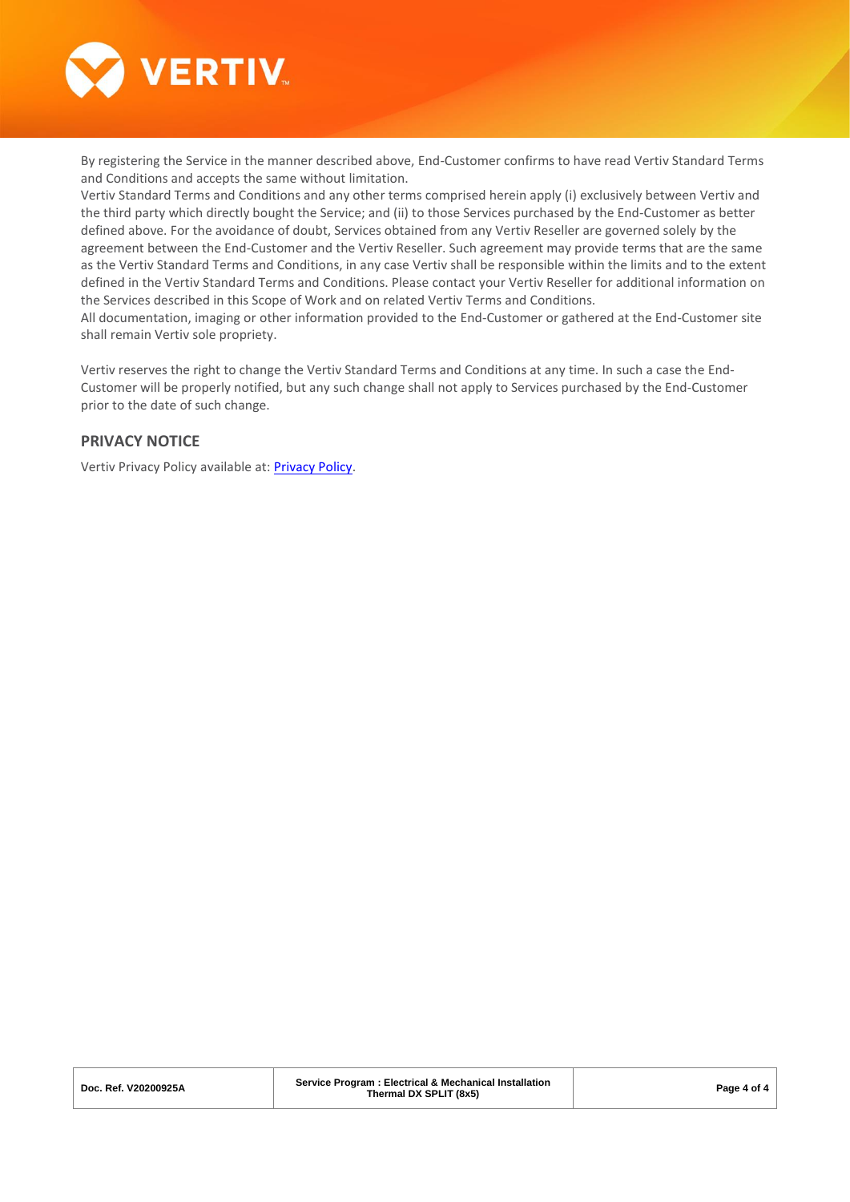By registering the Service in the manner described above, End-Customer confirms to have read Vertiv Standard Terms and Conditions and accepts the same without limitation.
Vertiv Standard Terms and Conditions and any other terms comprised herein apply (i) exclusively between Vertiv and the third party which directly bought the Service; and (ii) to those Services purchased by the End-Customer as better defined above. For the avoidance of doubt, Services obtained from any Vertiv Reseller are governed solely by the agreement between the End-Customer and the Vertiv Reseller. Such agreement may provide terms that are the same as the Vertiv Standard Terms and Conditions, in any case Vertiv shall be responsible within the limits and to the extent defined in the Vertiv Standard Terms and Conditions. Please contact your Vertiv Reseller for additional information on the Services described in this Scope of Work and on related Vertiv Terms and Conditions.
All documentation, imaging or other information provided to the End-Customer or gathered at the End-Customer site shall remain Vertiv sole propriety.

Vertiv reserves the right to change the Vertiv Standard Terms and Conditions at any time. In such a case the End-Customer will be properly notified, but any such change shall not apply to Services purchased by the End-Customer prior to the date of such change.

## PRIVACY NOTICE

Vertiv Privacy Policy available at: [Privacy Policy](Privacy Policy).